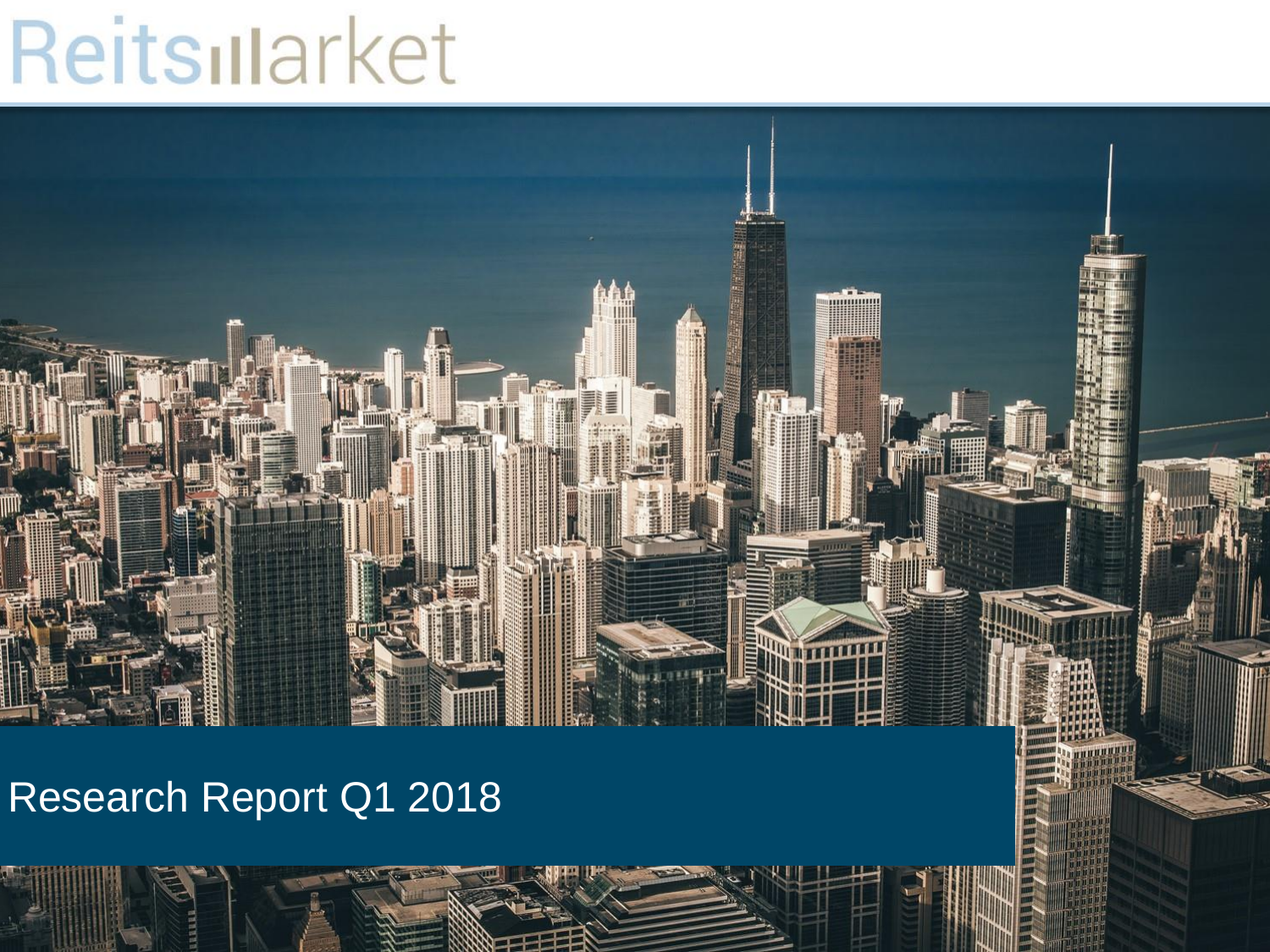# ReitsMarket

## Research Report Q1 2018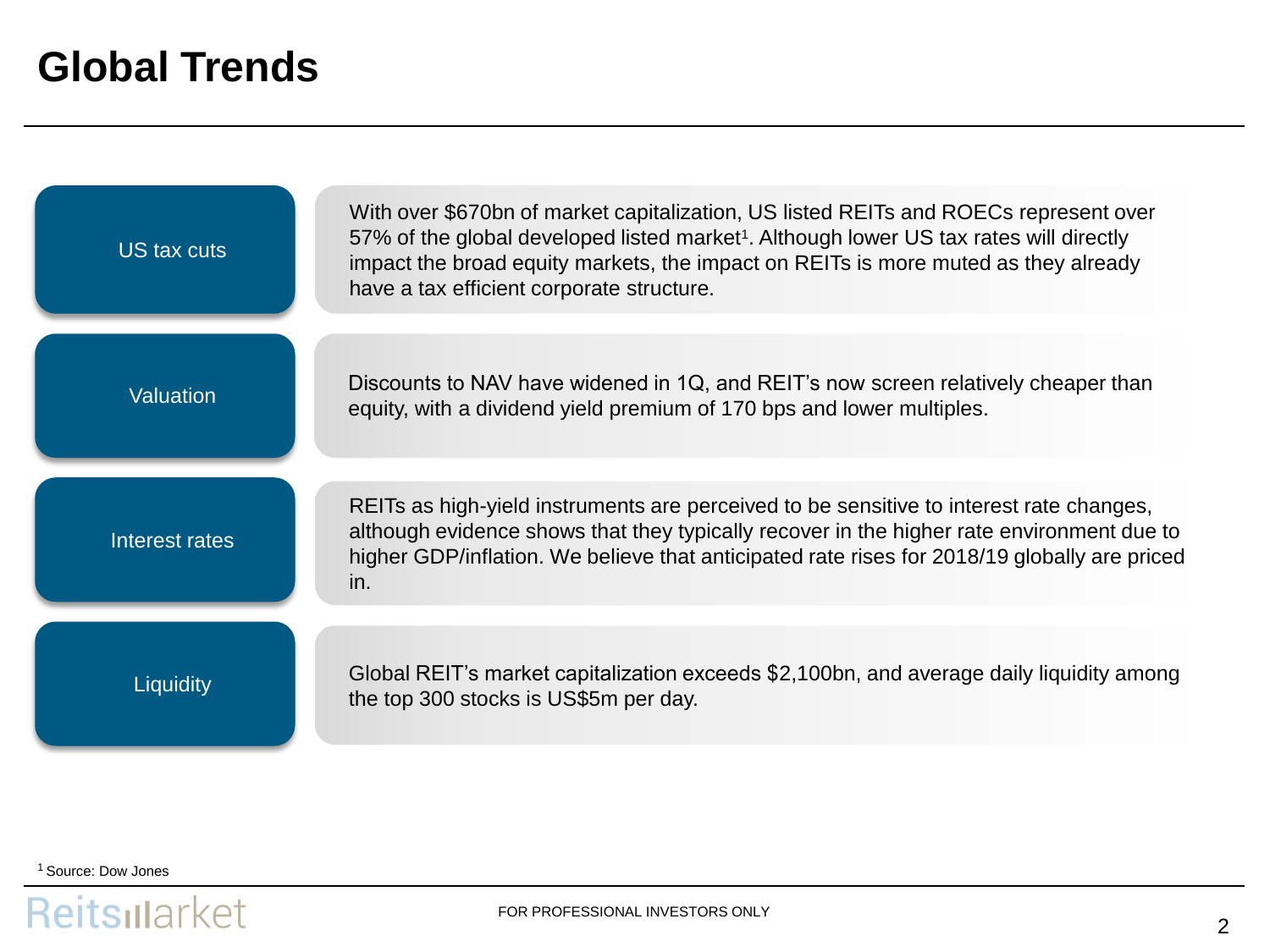# Global Trends

**US tax cuts**

With over $670bn of market capitalization, US listed REITs and ROECs represent over 57% of the global developed listed market[1]. Although lower US tax rates will directly impact the broad equity markets, the impact on REITs is more muted as they already have a tax efficient corporate structure.

**Valuation**

Discounts to NAV have widened in 1Q, and REIT's now screen relatively cheaper than equity, with a dividend yield premium of 170 bps and lower multiples.

**Interest rates**

REITs as high-yield instruments are perceived to be sensitive to interest rate changes, although evidence shows that they typically recover in the higher rate environment due to higher GDP/inflation. We believe that anticipated rate rises for 2018/19 globally are priced in.

**Liquidity**

Global REIT's market capitalization exceeds $2,100bn, and average daily liquidity among the top 300 stocks is US$5m per day.

[1] Source: Dow Jones

FOR PROFESSIONAL INVESTORS ONLY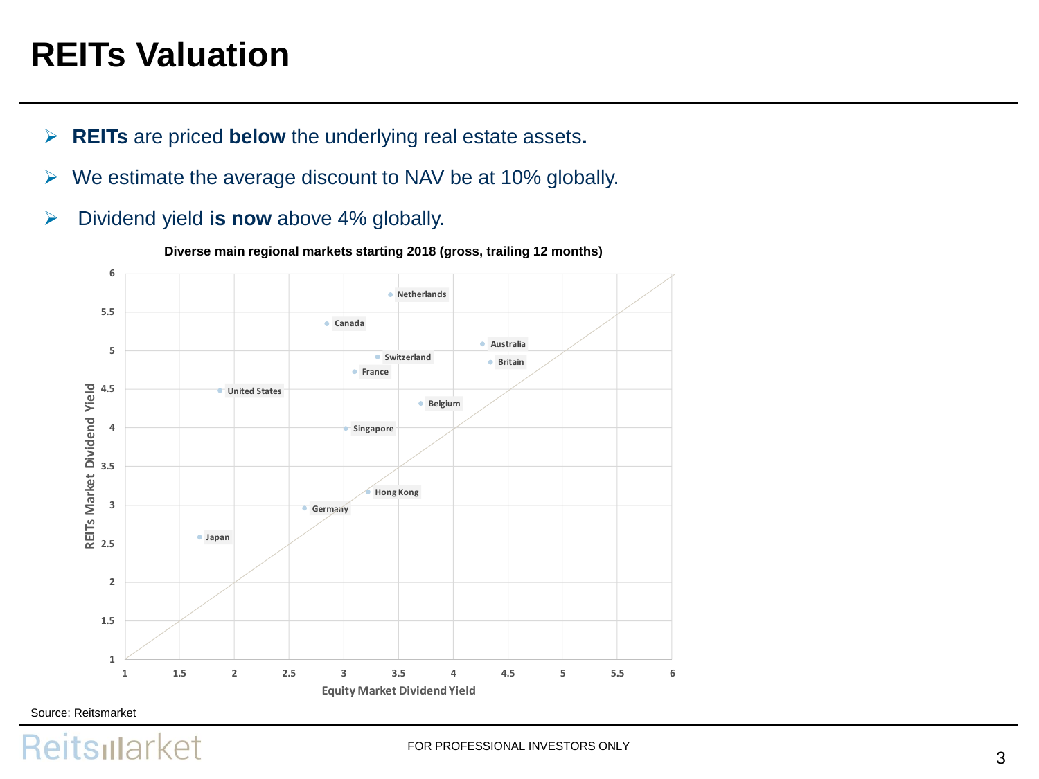# REITs Valuation

- **REITs** are priced **below** the underlying real estate assets**.**
- We estimate the average discount to NAV be at 10% globally.
- Dividend yield **is now** above 4% globally.

**Diverse main regional markets starting 2018 (gross, trailing 12 months)**

| Country | Equity Market Dividend Yield | REITs Market Dividend Yield |
|---|---|---|
| Netherlands | ~3.4 | ~5.7 |
| Canada | ~2.8 | ~5.3 |
| Australia | ~4.3 | ~5.1 |
| Switzerland | ~3.3 | ~4.9 |
| Britain | ~4.3 | ~4.8 |
| France | ~3.1 | ~4.7 |
| United States | ~1.9 | ~4.5 |
| Belgium | ~3.7 | ~4.3 |
| Singapore | ~3.0 | ~4.0 |
| Hong Kong | ~3.2 | ~3.2 |
| Germany | ~2.6 | ~3.0 |
| Japan | ~1.7 | ~2.6 |

Source: Reitsmarket

FOR PROFESSIONAL INVESTORS ONLY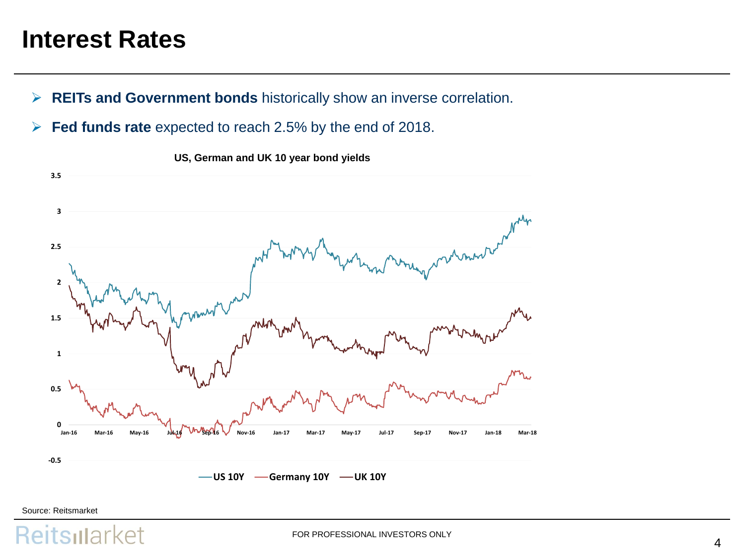# Interest Rates

- **REITs and Government bonds** historically show an inverse correlation.
- **Fed funds rate** expected to reach 2.5% by the end of 2018.

**US, German and UK 10 year bond yields**

3.5
3
2.5
2
1.5
1
0.5
0
-0.5

Jan-16 Mar-16 May-16 Jul-16 Sep-16 Nov-16 Jan-17 Mar-17 May-17 Jul-17 Sep-17 Nov-17 Jan-18 Mar-18

US 10Y — Germany 10Y — UK 10Y

Source: Reitsmarket

FOR PROFESSIONAL INVESTORS ONLY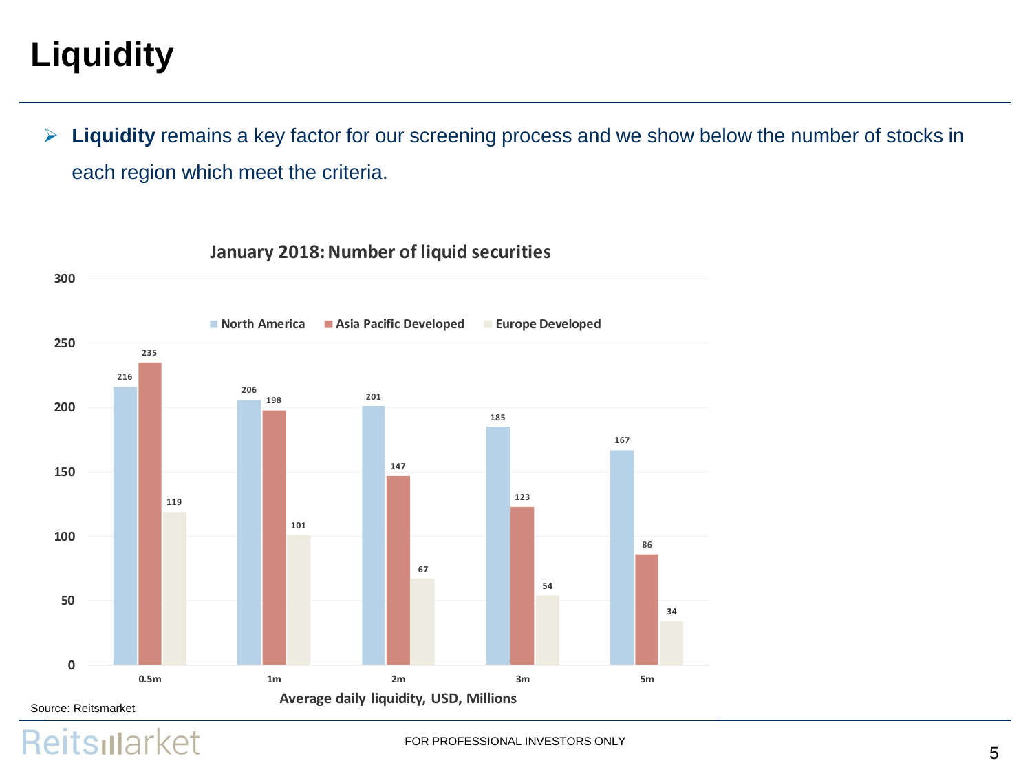# Liquidity

- **Liquidity** remains a key factor for our screening process and we show below the number of stocks in each region which meet the criteria.

**January 2018: Number of liquid securities**

| Average daily liquidity, USD, Millions | North America | Asia Pacific Developed | Europe Developed |
|---|---|---|---|
| 0.5m | 216 | 235 | 119 |
| 1m | 206 | 198 | 101 |
| 2m | 201 | 147 | 67 |
| 3m | 185 | 123 | 54 |
| 5m | 167 | 86 | 34 |

Source: Reitsmarket

FOR PROFESSIONAL INVESTORS ONLY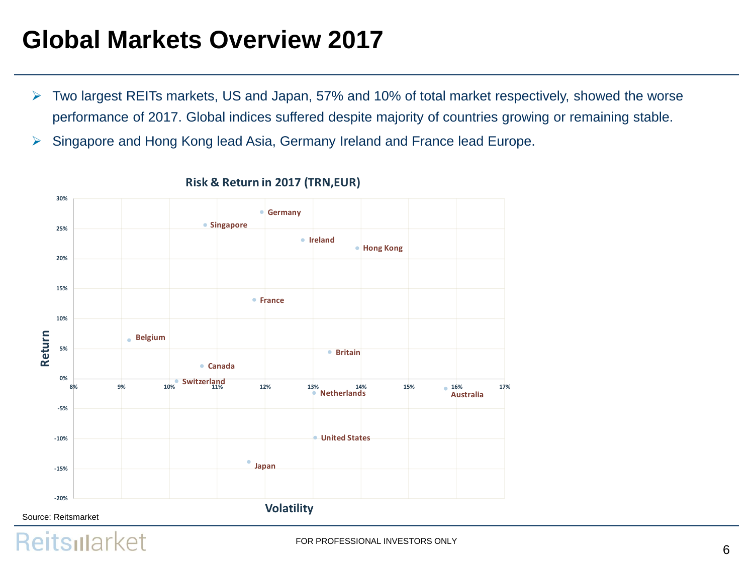# Global Markets Overview 2017

- Two largest REITs markets, US and Japan, 57% and 10% of total market respectively, showed the worse performance of 2017. Global indices suffered despite majority of countries growing or remaining stable.
- Singapore and Hong Kong lead Asia, Germany Ireland and France lead Europe.

**Risk & Return in 2017 (TRN,EUR)**

Source: Reitsmarket

FOR PROFESSIONAL INVESTORS ONLY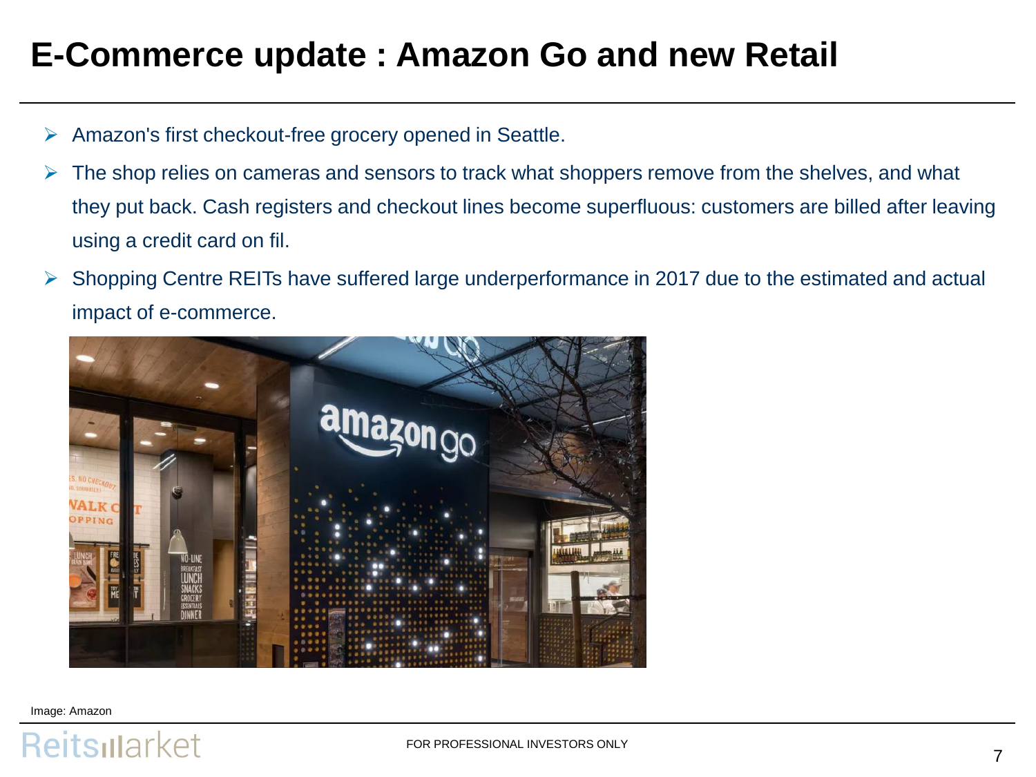# E-Commerce update : Amazon Go and new Retail

- Amazon's first checkout-free grocery opened in Seattle.
- The shop relies on cameras and sensors to track what shoppers remove from the shelves, and what they put back. Cash registers and checkout lines become superfluous: customers are billed after leaving using a credit card on fil.
- Shopping Centre REITs have suffered large underperformance in 2017 due to the estimated and actual impact of e-commerce.

Image: Amazon

FOR PROFESSIONAL INVESTORS ONLY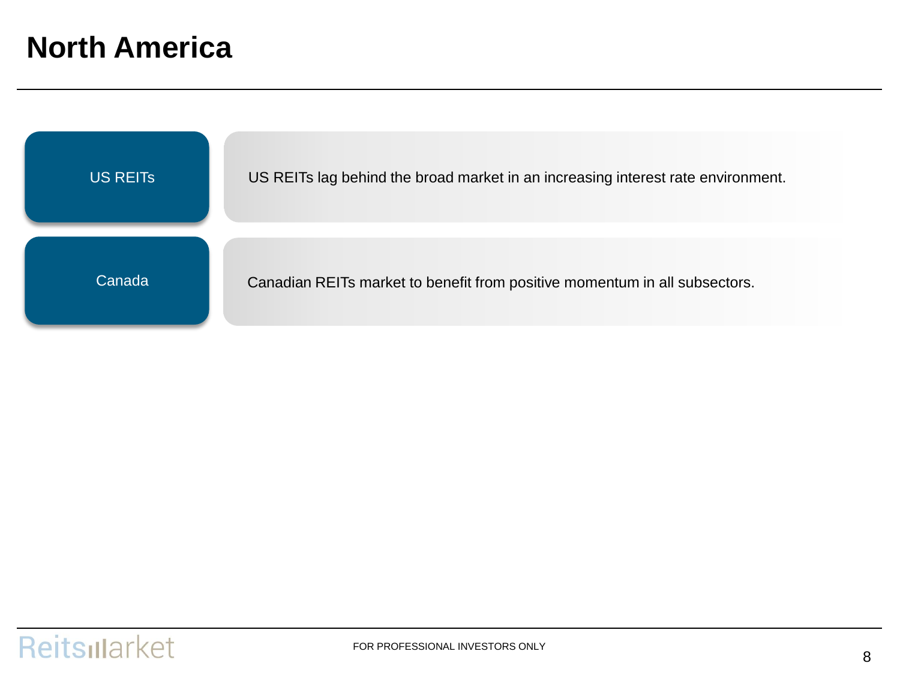# North America

| | |
|---|---|
| US REITs | US REITs lag behind the broad market in an increasing interest rate environment. |
| Canada | Canadian REITs market to benefit from positive momentum in all subsectors. |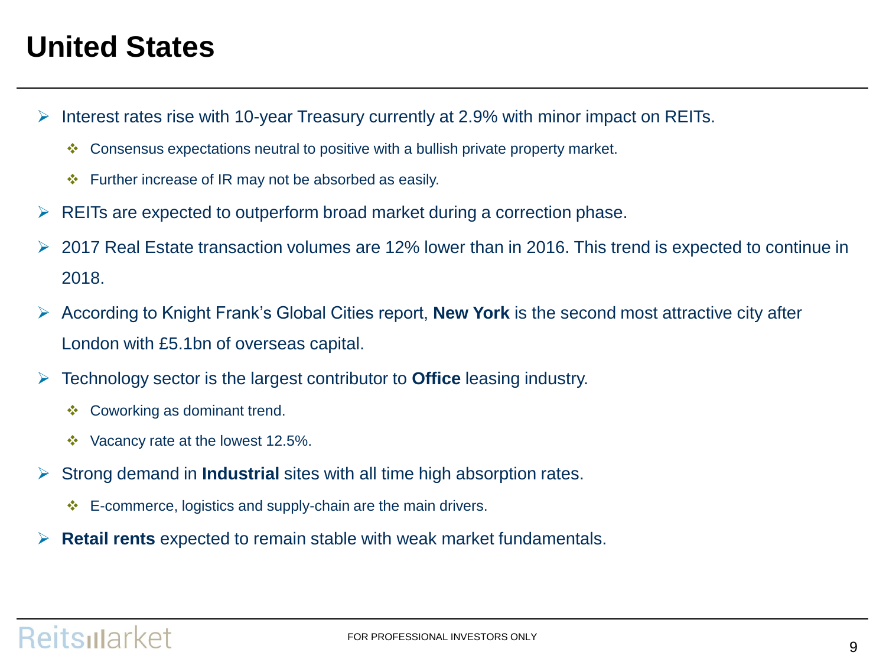# United States

- Interest rates rise with 10-year Treasury currently at 2.9% with minor impact on REITs.
  - Consensus expectations neutral to positive with a bullish private property market.
  - Further increase of IR may not be absorbed as easily.
- REITs are expected to outperform broad market during a correction phase.
- 2017 Real Estate transaction volumes are 12% lower than in 2016. This trend is expected to continue in 2018.
- According to Knight Frank's Global Cities report, **New York** is the second most attractive city after London with £5.1bn of overseas capital.
- Technology sector is the largest contributor to **Office** leasing industry.
  - Coworking as dominant trend.
  - Vacancy rate at the lowest 12.5%.
- Strong demand in **Industrial** sites with all time high absorption rates.
  - E-commerce, logistics and supply-chain are the main drivers.
- **Retail rents** expected to remain stable with weak market fundamentals.

FOR PROFESSIONAL INVESTORS ONLY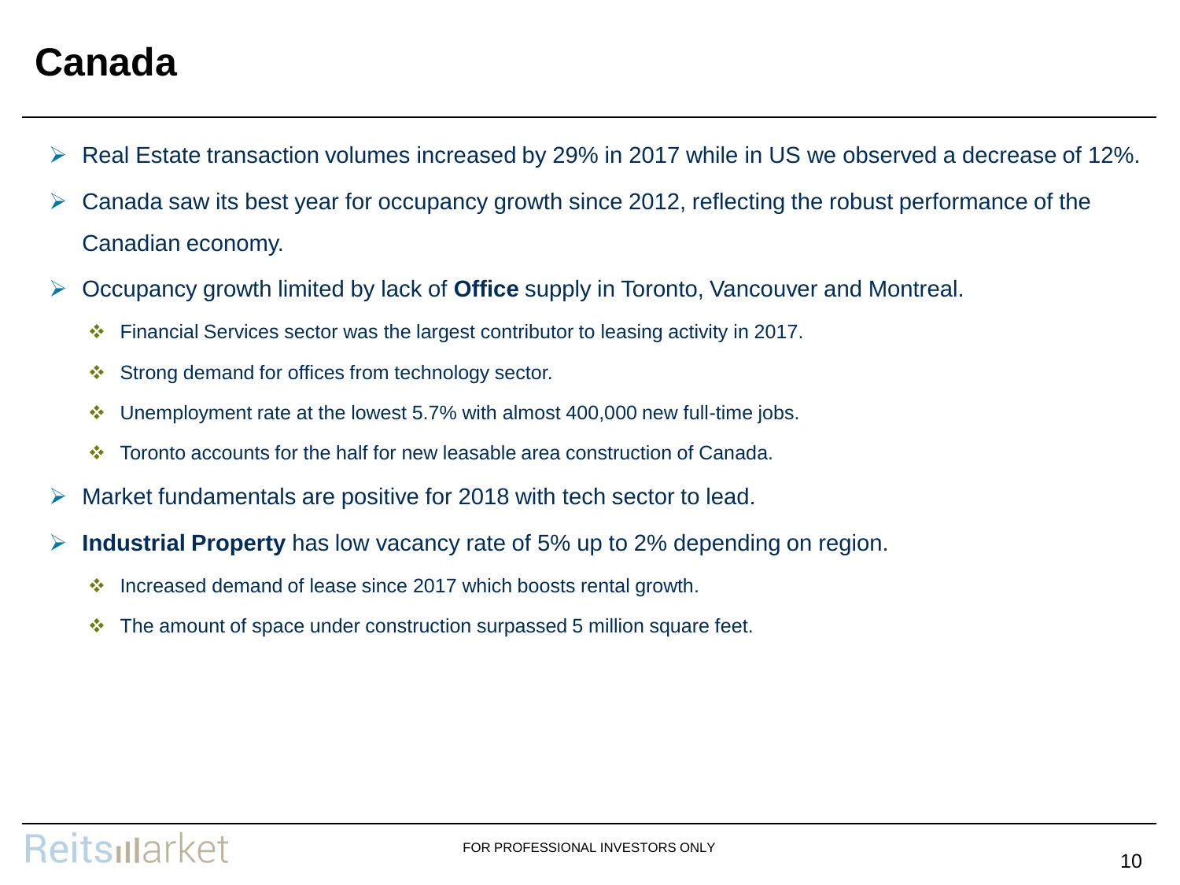# Canada

- Real Estate transaction volumes increased by 29% in 2017 while in US we observed a decrease of 12%.
- Canada saw its best year for occupancy growth since 2012, reflecting the robust performance of the Canadian economy.
- Occupancy growth limited by lack of **Office** supply in Toronto, Vancouver and Montreal.
  - Financial Services sector was the largest contributor to leasing activity in 2017.
  - Strong demand for offices from technology sector.
  - Unemployment rate at the lowest 5.7% with almost 400,000 new full-time jobs.
  - Toronto accounts for the half for new leasable area construction of Canada.
- Market fundamentals are positive for 2018 with tech sector to lead.
- **Industrial Property** has low vacancy rate of 5% up to 2% depending on region.
  - Increased demand of lease since 2017 which boosts rental growth.
  - The amount of space under construction surpassed 5 million square feet.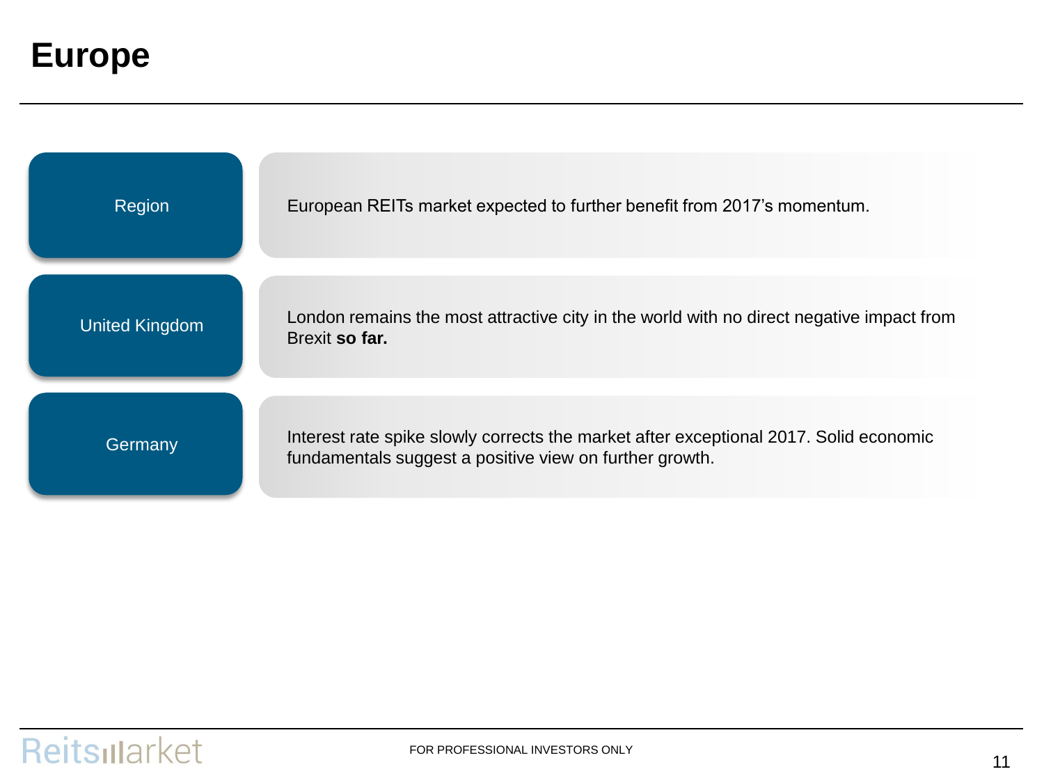# Europe

| | |
|---|---|
| Region | European REITs market expected to further benefit from 2017's momentum. |
| United Kingdom | London remains the most attractive city in the world with no direct negative impact from Brexit **so far.** |
| Germany | Interest rate spike slowly corrects the market after exceptional 2017. Solid economic fundamentals suggest a positive view on further growth. |

FOR PROFESSIONAL INVESTORS ONLY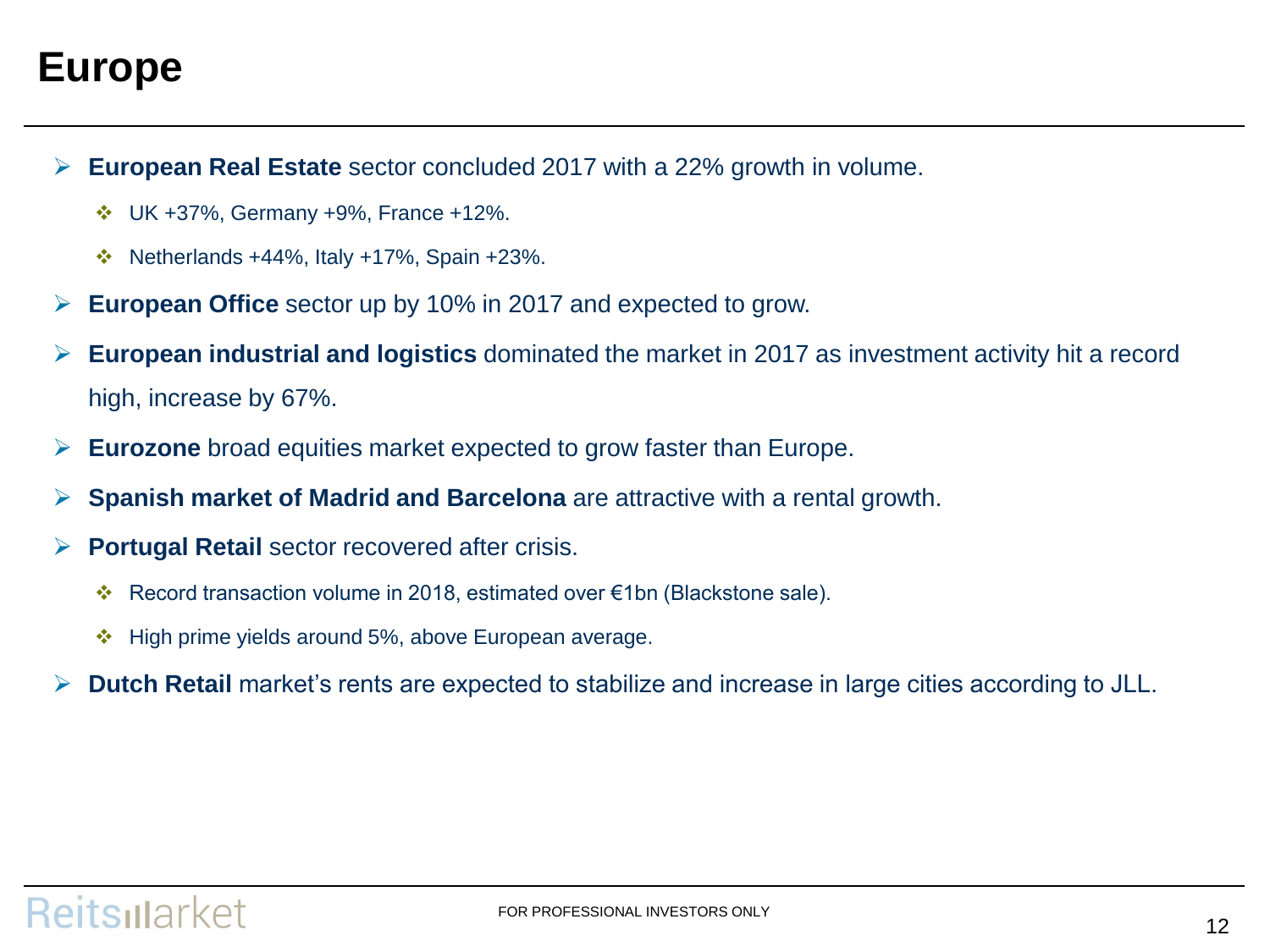# Europe

- **European Real Estate** sector concluded 2017 with a 22% growth in volume.
  - UK +37%, Germany +9%, France +12%.
  - Netherlands +44%, Italy +17%, Spain +23%.
- **European Office** sector up by 10% in 2017 and expected to grow.
- **European industrial and logistics** dominated the market in 2017 as investment activity hit a record high, increase by 67%.
- **Eurozone** broad equities market expected to grow faster than Europe.
- **Spanish market of Madrid and Barcelona** are attractive with a rental growth.
- **Portugal Retail** sector recovered after crisis.
  - Record transaction volume in 2018, estimated over €1bn (Blackstone sale).
  - High prime yields around 5%, above European average.
- **Dutch Retail** market's rents are expected to stabilize and increase in large cities according to JLL.

FOR PROFESSIONAL INVESTORS ONLY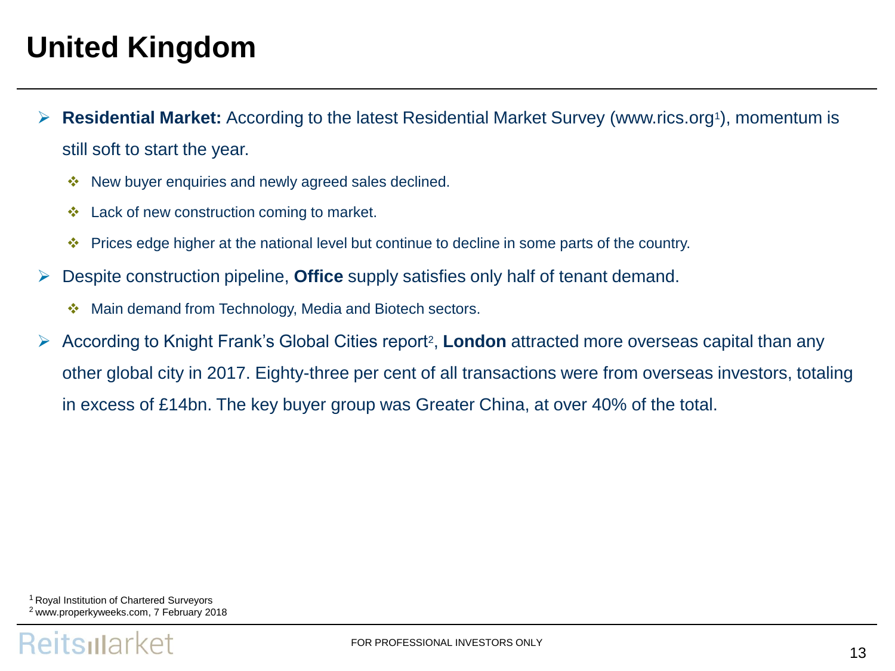# United Kingdom

- **Residential Market:** According to the latest Residential Market Survey (www.rics.org[1]), momentum is still soft to start the year.
  - New buyer enquiries and newly agreed sales declined.
  - Lack of new construction coming to market.
  - Prices edge higher at the national level but continue to decline in some parts of the country.
- Despite construction pipeline, **Office** supply satisfies only half of tenant demand.
  - Main demand from Technology, Media and Biotech sectors.
- According to Knight Frank's Global Cities report[2], **London** attracted more overseas capital than any other global city in 2017. Eighty-three per cent of all transactions were from overseas investors, totaling in excess of £14bn. The key buyer group was Greater China, at over 40% of the total.

[1] Royal Institution of Chartered Surveyors
[2] www.properkyweeks.com, 7 February 2018

FOR PROFESSIONAL INVESTORS ONLY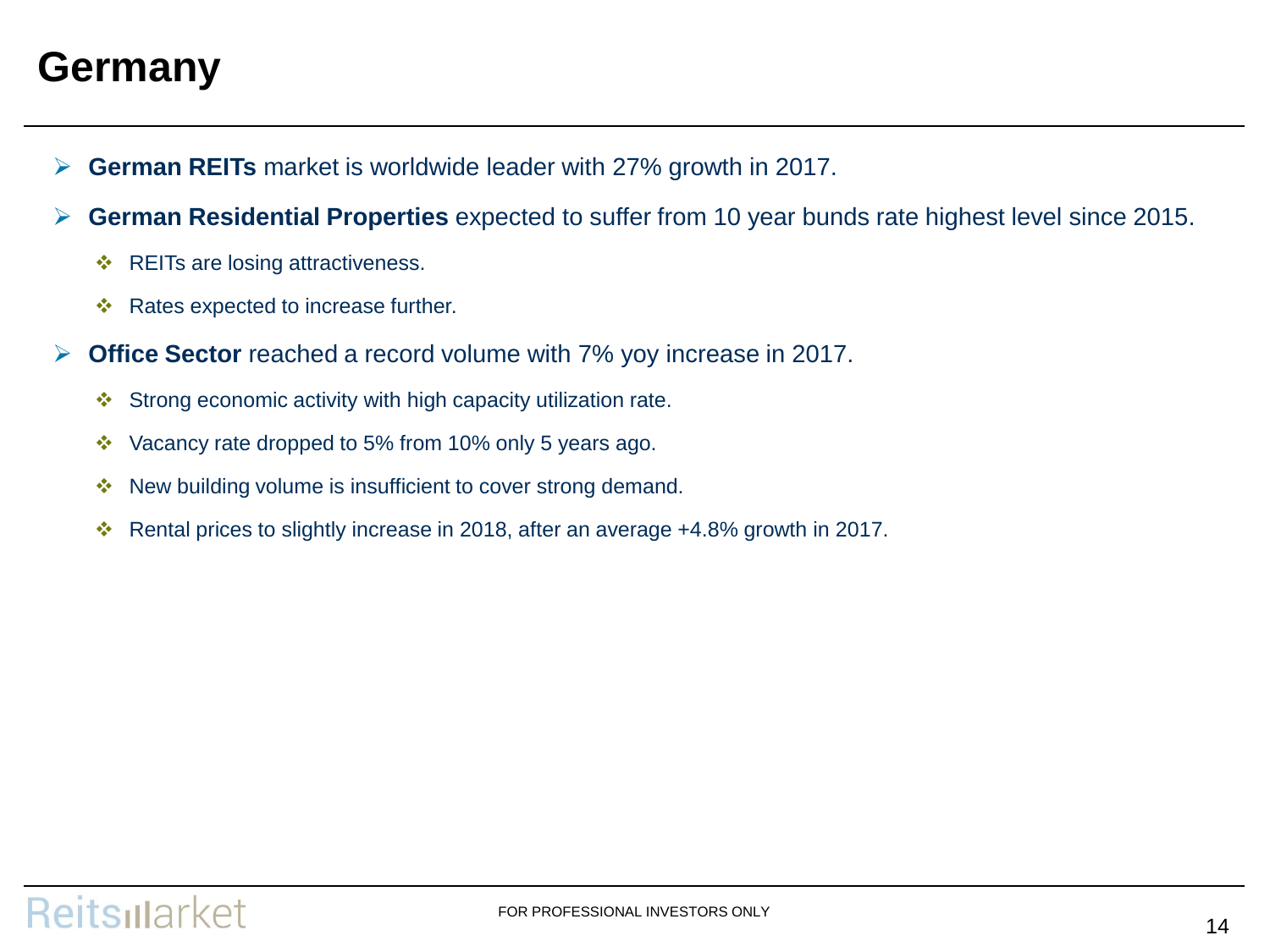# Germany

- **German REITs** market is worldwide leader with 27% growth in 2017.
- **German Residential Properties** expected to suffer from 10 year bunds rate highest level since 2015.
  - REITs are losing attractiveness.
  - Rates expected to increase further.
- **Office Sector** reached a record volume with 7% yoy increase in 2017.
  - Strong economic activity with high capacity utilization rate.
  - Vacancy rate dropped to 5% from 10% only 5 years ago.
  - New building volume is insufficient to cover strong demand.
  - Rental prices to slightly increase in 2018, after an average +4.8% growth in 2017.

FOR PROFESSIONAL INVESTORS ONLY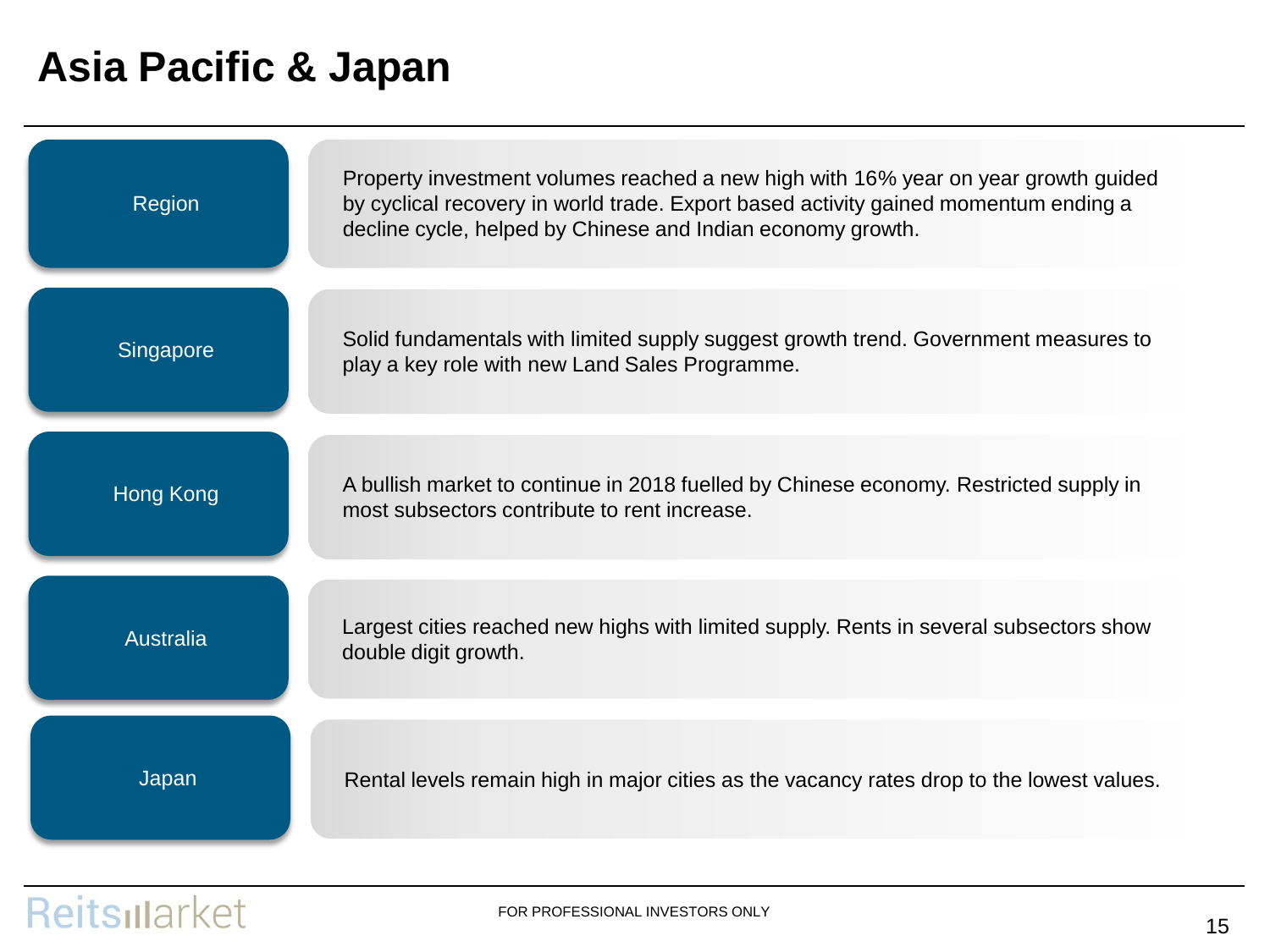# Asia Pacific & Japan

| | |
|---|---|
| Region | Property investment volumes reached a new high with 16% year on year growth guided by cyclical recovery in world trade. Export based activity gained momentum ending a decline cycle, helped by Chinese and Indian economy growth. |
| Singapore | Solid fundamentals with limited supply suggest growth trend. Government measures to play a key role with new Land Sales Programme. |
| Hong Kong | A bullish market to continue in 2018 fuelled by Chinese economy. Restricted supply in most subsectors contribute to rent increase. |
| Australia | Largest cities reached new highs with limited supply. Rents in several subsectors show double digit growth. |
| Japan | Rental levels remain high in major cities as the vacancy rates drop to the lowest values. |

FOR PROFESSIONAL INVESTORS ONLY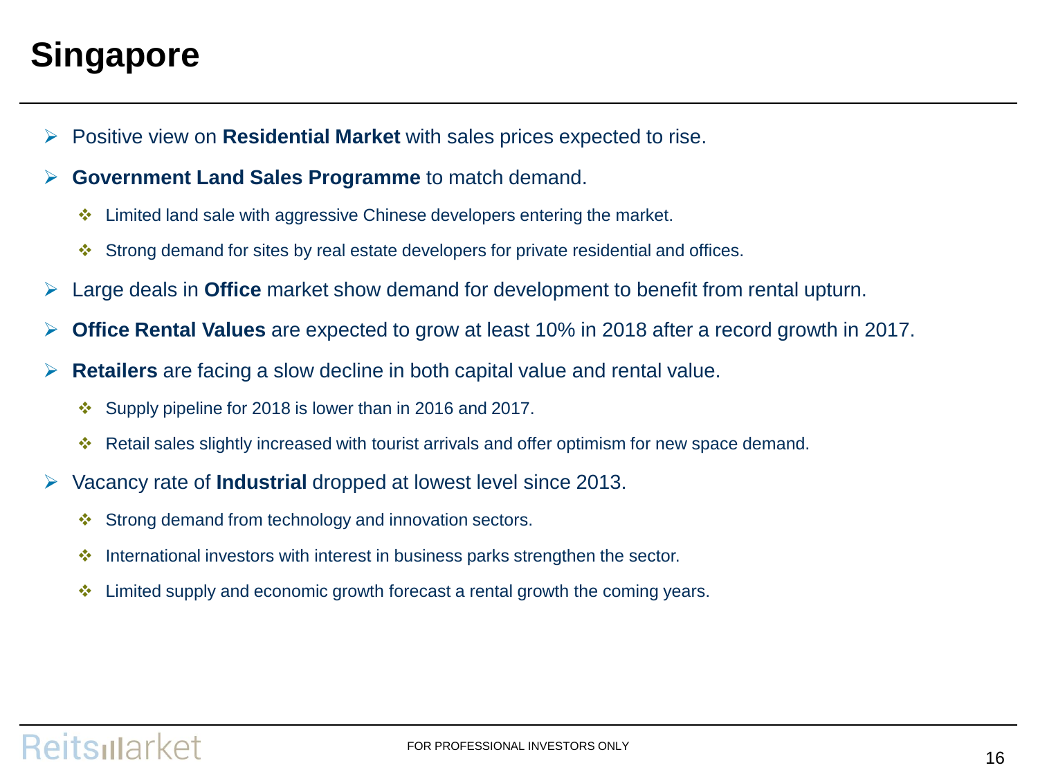# Singapore

- Positive view on **Residential Market** with sales prices expected to rise.
- **Government Land Sales Programme** to match demand.
  - Limited land sale with aggressive Chinese developers entering the market.
  - Strong demand for sites by real estate developers for private residential and offices.
- Large deals in **Office** market show demand for development to benefit from rental upturn.
- **Office Rental Values** are expected to grow at least 10% in 2018 after a record growth in 2017.
- **Retailers** are facing a slow decline in both capital value and rental value.
  - Supply pipeline for 2018 is lower than in 2016 and 2017.
  - Retail sales slightly increased with tourist arrivals and offer optimism for new space demand.
- Vacancy rate of **Industrial** dropped at lowest level since 2013.
  - Strong demand from technology and innovation sectors.
  - International investors with interest in business parks strengthen the sector.
  - Limited supply and economic growth forecast a rental growth the coming years.

FOR PROFESSIONAL INVESTORS ONLY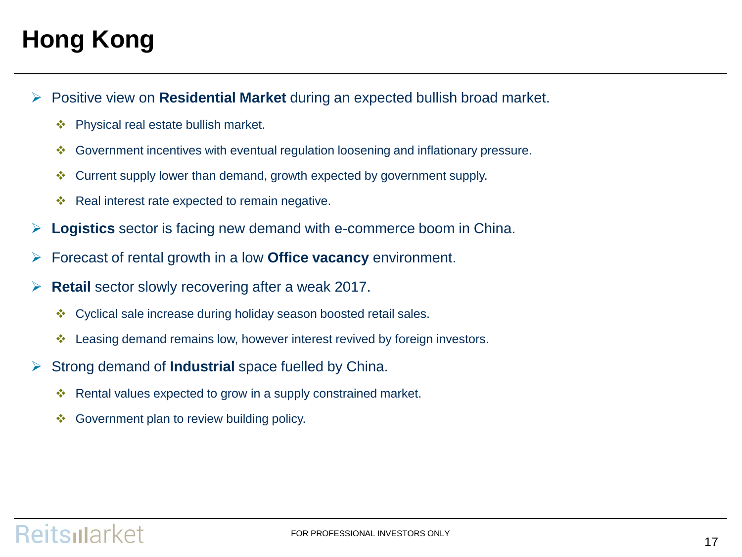# Hong Kong

- Positive view on **Residential Market** during an expected bullish broad market.
  - Physical real estate bullish market.
  - Government incentives with eventual regulation loosening and inflationary pressure.
  - Current supply lower than demand, growth expected by government supply.
  - Real interest rate expected to remain negative.
- **Logistics** sector is facing new demand with e-commerce boom in China.
- Forecast of rental growth in a low **Office vacancy** environment.
- **Retail** sector slowly recovering after a weak 2017.
  - Cyclical sale increase during holiday season boosted retail sales.
  - Leasing demand remains low, however interest revived by foreign investors.
- Strong demand of **Industrial** space fuelled by China.
  - Rental values expected to grow in a supply constrained market.
  - Government plan to review building policy.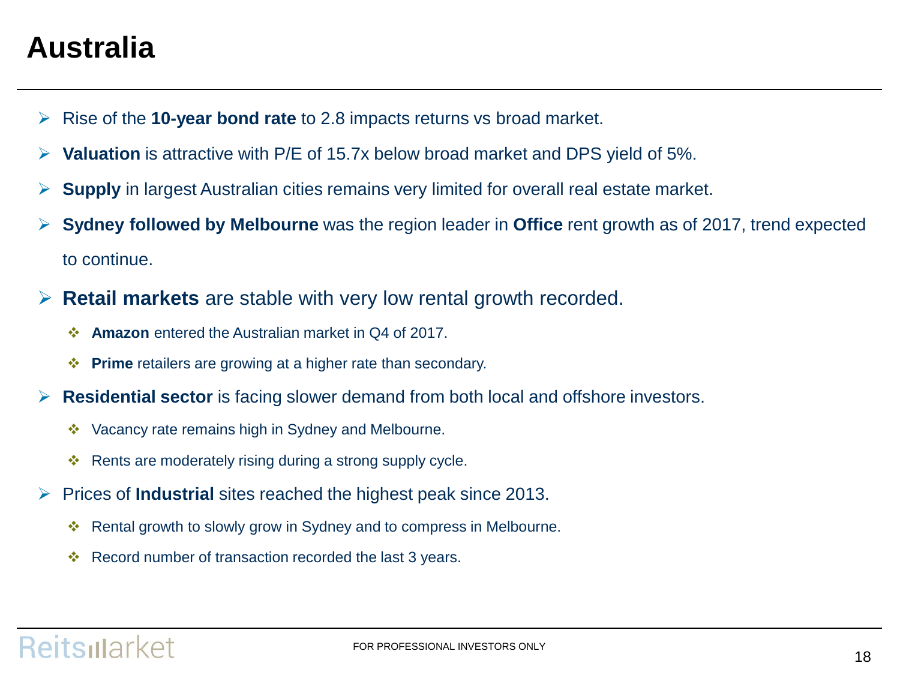# Australia

- Rise of the **10-year bond rate** to 2.8 impacts returns vs broad market.
- **Valuation** is attractive with P/E of 15.7x below broad market and DPS yield of 5%.
- **Supply** in largest Australian cities remains very limited for overall real estate market.
- **Sydney followed by Melbourne** was the region leader in **Office** rent growth as of 2017, trend expected to continue.
- **Retail markets** are stable with very low rental growth recorded.
  - **Amazon** entered the Australian market in Q4 of 2017.
  - **Prime** retailers are growing at a higher rate than secondary.
- **Residential sector** is facing slower demand from both local and offshore investors.
  - Vacancy rate remains high in Sydney and Melbourne.
  - Rents are moderately rising during a strong supply cycle.
- Prices of **Industrial** sites reached the highest peak since 2013.
  - Rental growth to slowly grow in Sydney and to compress in Melbourne.
  - Record number of transaction recorded the last 3 years.

FOR PROFESSIONAL INVESTORS ONLY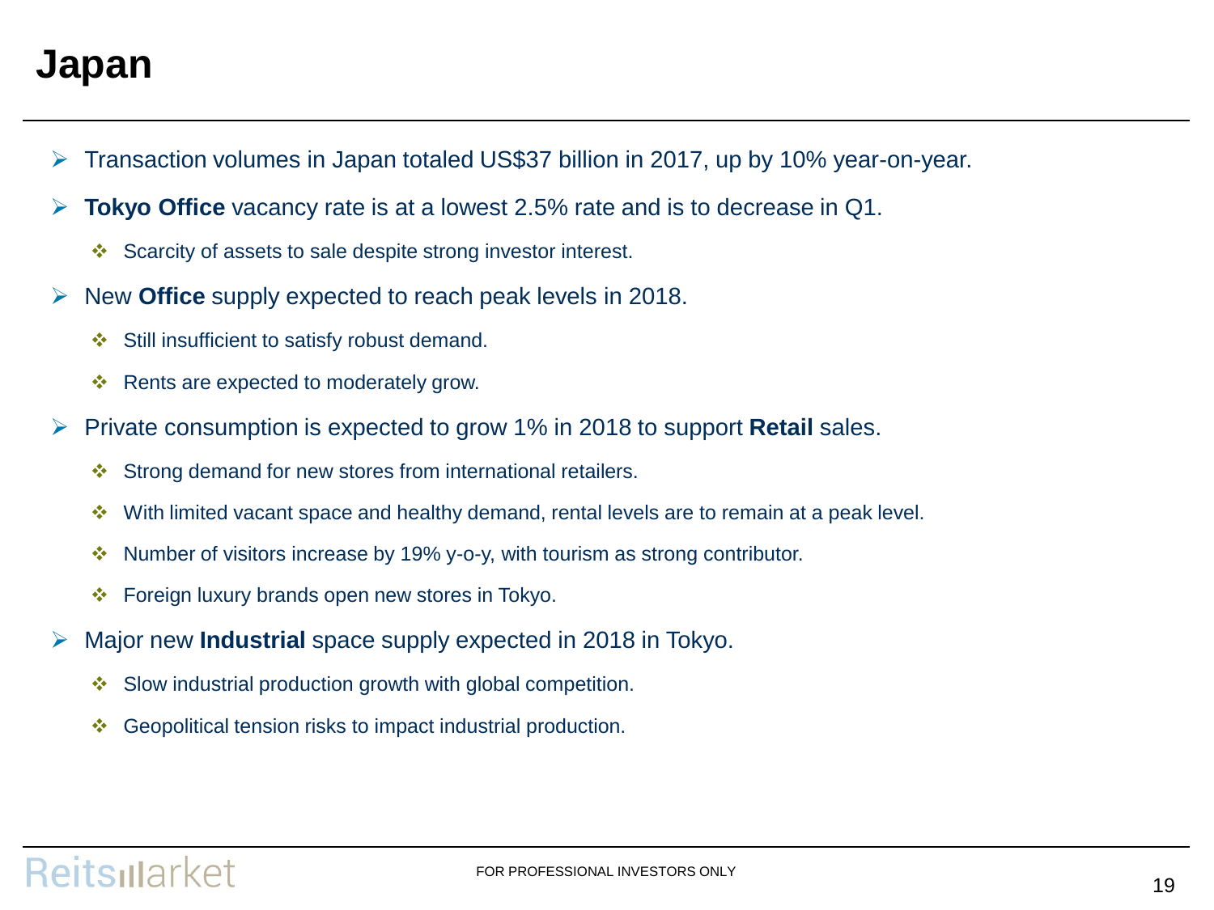# Japan

- Transaction volumes in Japan totaled US$37 billion in 2017, up by 10% year-on-year.
- **Tokyo Office** vacancy rate is at a lowest 2.5% rate and is to decrease in Q1.
  - Scarcity of assets to sale despite strong investor interest.
- New **Office** supply expected to reach peak levels in 2018.
  - Still insufficient to satisfy robust demand.
  - Rents are expected to moderately grow.
- Private consumption is expected to grow 1% in 2018 to support **Retail** sales.
  - Strong demand for new stores from international retailers.
  - With limited vacant space and healthy demand, rental levels are to remain at a peak level.
  - Number of visitors increase by 19% y-o-y, with tourism as strong contributor.
  - Foreign luxury brands open new stores in Tokyo.
- Major new **Industrial** space supply expected in 2018 in Tokyo.
  - Slow industrial production growth with global competition.
  - Geopolitical tension risks to impact industrial production.

FOR PROFESSIONAL INVESTORS ONLY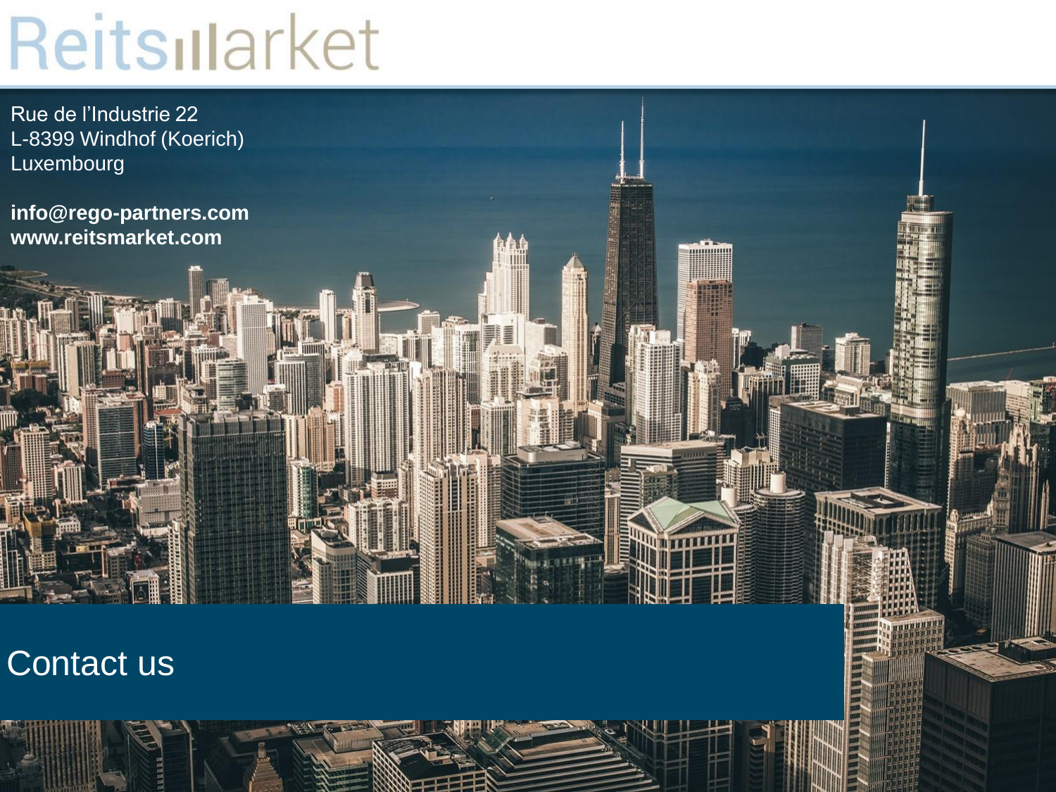# ReitsMarket

Rue de l'Industrie 22
L-8399 Windhof (Koerich)
Luxembourg

**info@rego-partners.com**
**www.reitsmarket.com**

## Contact us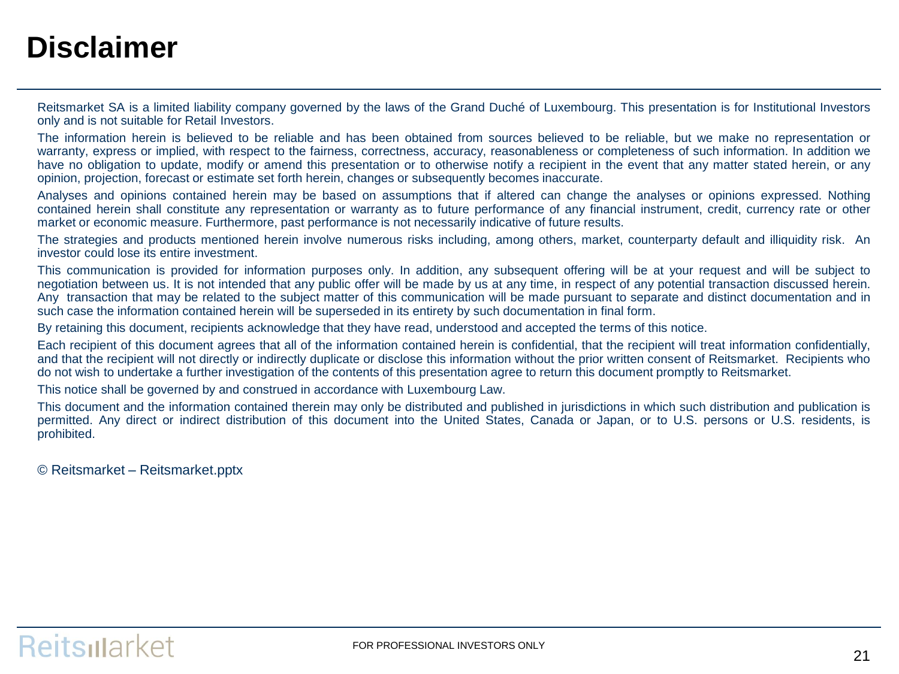# Disclaimer

Reitsmarket SA is a limited liability company governed by the laws of the Grand Duché of Luxembourg. This presentation is for Institutional Investors only and is not suitable for Retail Investors.

The information herein is believed to be reliable and has been obtained from sources believed to be reliable, but we make no representation or warranty, express or implied, with respect to the fairness, correctness, accuracy, reasonableness or completeness of such information. In addition we have no obligation to update, modify or amend this presentation or to otherwise notify a recipient in the event that any matter stated herein, or any opinion, projection, forecast or estimate set forth herein, changes or subsequently becomes inaccurate.

Analyses and opinions contained herein may be based on assumptions that if altered can change the analyses or opinions expressed. Nothing contained herein shall constitute any representation or warranty as to future performance of any financial instrument, credit, currency rate or other market or economic measure. Furthermore, past performance is not necessarily indicative of future results.

The strategies and products mentioned herein involve numerous risks including, among others, market, counterparty default and illiquidity risk. An investor could lose its entire investment.

This communication is provided for information purposes only. In addition, any subsequent offering will be at your request and will be subject to negotiation between us. It is not intended that any public offer will be made by us at any time, in respect of any potential transaction discussed herein. Any transaction that may be related to the subject matter of this communication will be made pursuant to separate and distinct documentation and in such case the information contained herein will be superseded in its entirety by such documentation in final form.

By retaining this document, recipients acknowledge that they have read, understood and accepted the terms of this notice.

Each recipient of this document agrees that all of the information contained herein is confidential, that the recipient will treat information confidentially, and that the recipient will not directly or indirectly duplicate or disclose this information without the prior written consent of Reitsmarket. Recipients who do not wish to undertake a further investigation of the contents of this presentation agree to return this document promptly to Reitsmarket.

This notice shall be governed by and construed in accordance with Luxembourg Law.

This document and the information contained therein may only be distributed and published in jurisdictions in which such distribution and publication is permitted. Any direct or indirect distribution of this document into the United States, Canada or Japan, or to U.S. persons or U.S. residents, is prohibited.

© Reitsmarket – Reitsmarket.pptx

FOR PROFESSIONAL INVESTORS ONLY